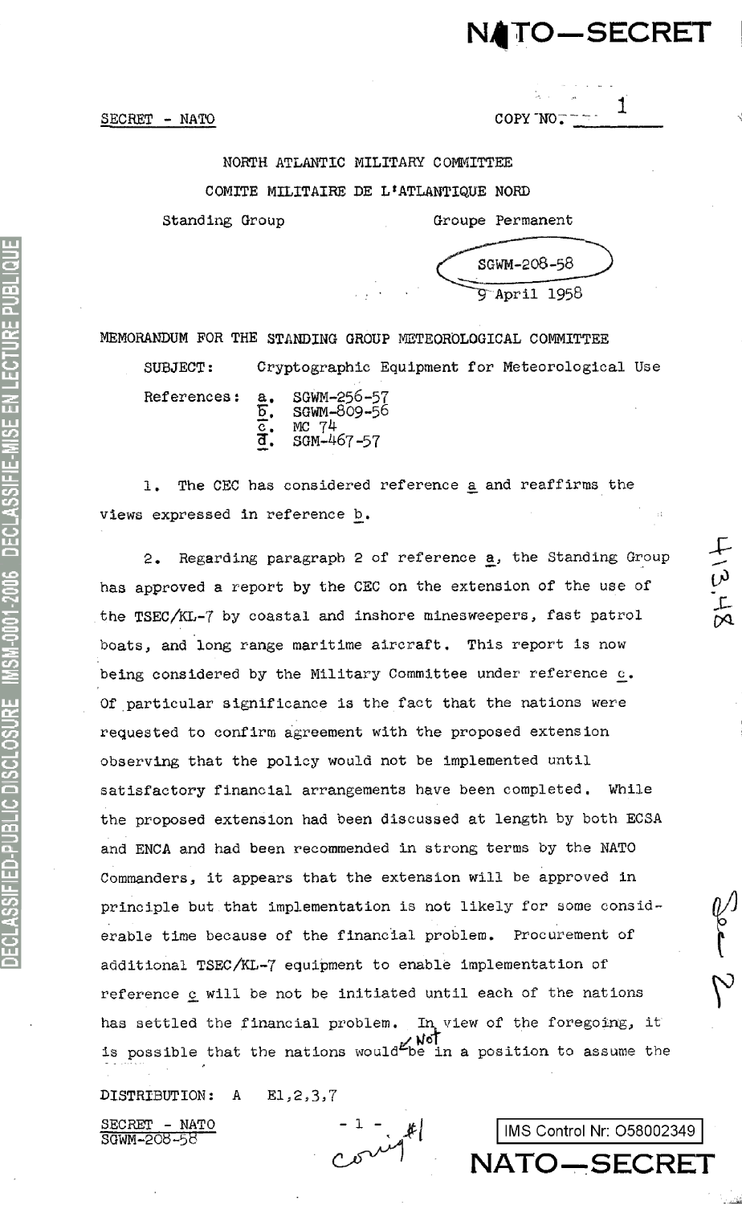SECRET - NATO

COPY NO. 1

NORTH ATLANTIC MILITARY COMMITTEE

COMITE MILITAIRE DE L'ATLANTIQUE NORD

Standing Group — Groupe Permanent

SGWM-208-58

9 April 1958

MEMORANDUM FOR THE STANDING GROUP METEOROLOGICAL COMMITTEE

SUBJECT: Cryptographic Equipment for Meteorological Use

References:
- a. SGWM-256-57
- b. SGWM-809-56
- c. MC 74
- d. SGM-467-57

1. The CEC has considered reference a and reaffirms the views expressed in reference b.

2. Regarding paragraph 2 of reference a, the Standing Group has approved a report by the CEC on the extension of the use of the TSEC/KL-7 by coastal and inshore minesweepers, fast patrol boats, and long range maritime aircraft. This report is now being considered by the Military Committee under reference c. Of particular significance is the fact that the nations were requested to confirm agreement with the proposed extension observing that the policy would not be implemented until satisfactory financial arrangements have been completed. While the proposed extension had been discussed at length by both ECSA and ENCA and had been recommended in strong terms by the NATO Commanders, it appears that the extension will be approved in principle but that implementation is not likely for some considerable time because of the financial problem. Procurement of additional TSEC/KL-7 equipment to enable implementation of reference c will be not be initiated until each of the nations has settled the financial problem. In view of the foregoing, it is possible that the nations would not be in a position to assume the

DISTRIBUTION: A E1,2,3,7

SECRET - NATO
SGWM-208-58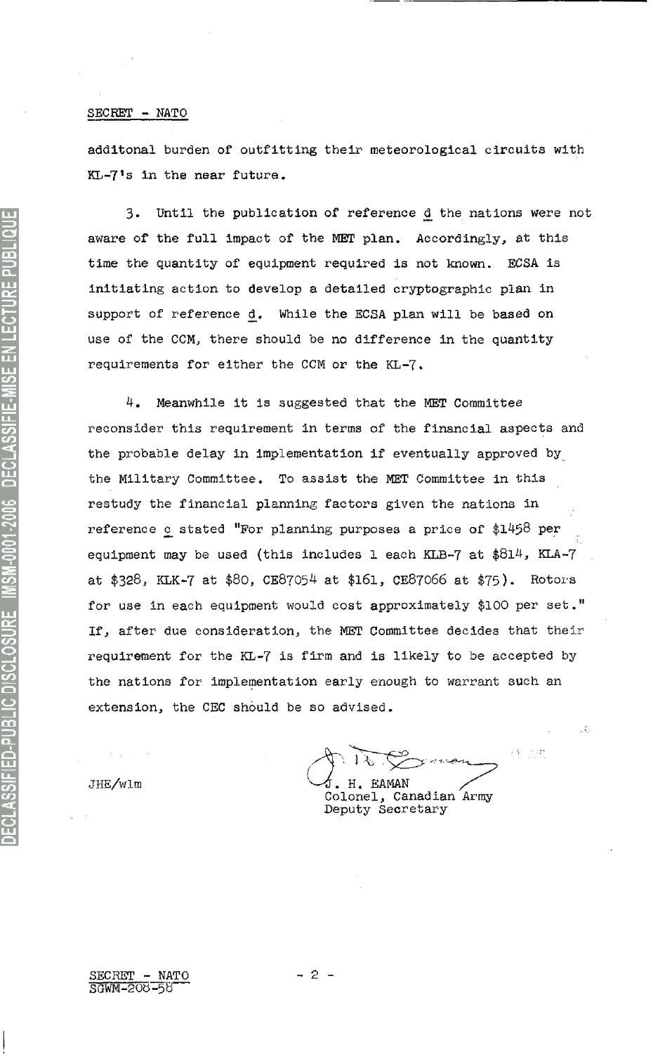SECRET - NATO

additonal burden of outfitting their meteorological circuits with KL-7's in the near future.

3. Until the publication of reference d the nations were not aware of the full impact of the MET plan. Accordingly, at this time the quantity of equipment required is not known. ECSA is initiating action to develop a detailed cryptographic plan in support of reference d. While the ECSA plan will be based on use of the CCM, there should be no difference in the quantity requirements for either the CCM or the KL-7.

4. Meanwhile it is suggested that the MET Committee reconsider this requirement in terms of the financial aspects and the probable delay in implementation if eventually approved by the Military Committee. To assist the MET Committee in this restudy the financial planning factors given the nations in reference c stated "For planning purposes a price of $1458 per equipment may be used (this includes 1 each KLB-7 at $814, KLA-7 at $328, KLK-7 at $80, CE87054 at $161, CE87066 at $75). Rotors for use in each equipment would cost approximately $100 per set." If, after due consideration, the MET Committee decides that their requirement for the KL-7 is firm and is likely to be accepted by the nations for implementation early enough to warrant such an extension, the CEC should be so advised.

JHE/wlm

J. H. EAMAN
Colonel, Canadian Army
Deputy Secretary

SECRET - NATO
SGWM-208-58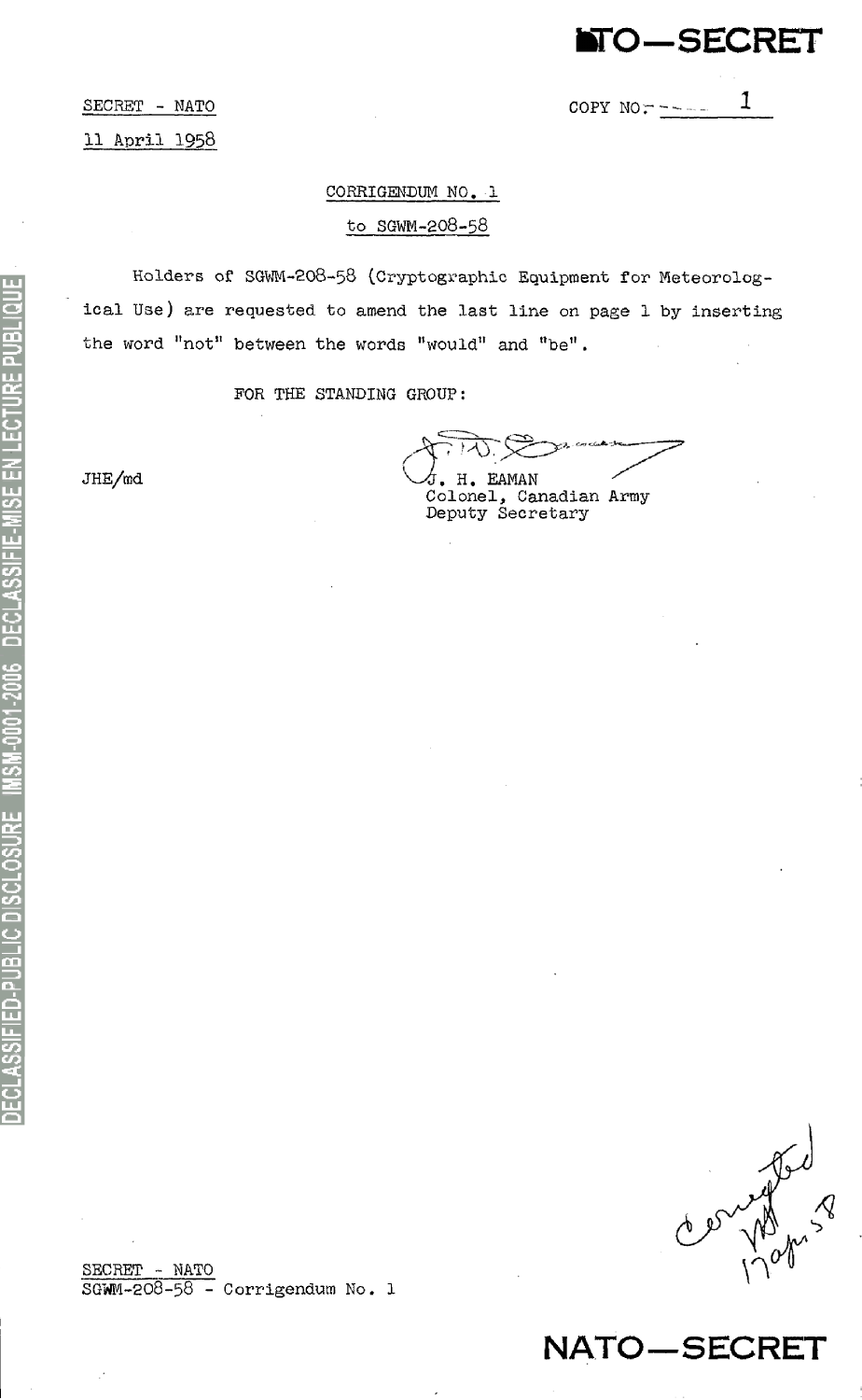NATO—SECRET

SECRET - NATO

11 April 1958

COPY NO. 1

CORRIGENDUM NO. 1

to SGWM-208-58

Holders of SGWM-208-58 (Cryptographic Equipment for Meteorological Use) are requested to amend the last line on page 1 by inserting the word "not" between the words "would" and "be".

FOR THE STANDING GROUP:

JHE/md

J. H. EAMAN
Colonel, Canadian Army
Deputy Secretary

Corrected
17 Apr 58

SECRET - NATO
SGWM-208-58 - Corrigendum No. 1

NATO—SECRET